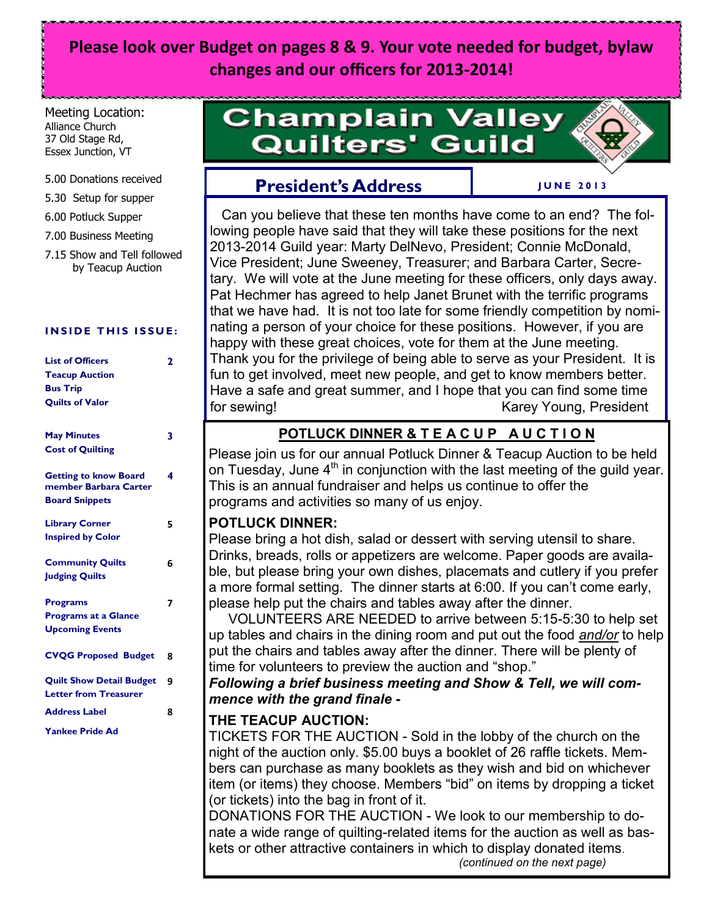**Please look over Budget on pages 8 & 9. Your vote needed for budget, bylaw changes and our officers for 2013-2014!**

# Champlain Valley Quilters' Guild

Meeting Location:
Alliance Church
37 Old Stage Rd,
Essex Junction, VT

5.00 Donations received
5.30 Setup for supper
6.00 Potluck Supper
7.00 Business Meeting
7.15 Show and Tell followed by Teacup Auction

**INSIDE THIS ISSUE:**

| | |
|---|---|
| List of Officers<br>Teacup Auction<br>Bus Trip<br>Quilts of Valor | 2 |
| May Minutes<br>Cost of Quilting | 3 |
| Getting to know Board member Barbara Carter<br>Board Snippets | 4 |
| Library Corner<br>Inspired by Color | 5 |
| Community Quilts<br>Judging Quilts | 6 |
| Programs<br>Programs at a Glance<br>Upcoming Events | 7 |
| CVQG Proposed Budget | 8 |
| Quilt Show Detail Budget<br>Letter from Treasurer | 9 |
| Address Label | 8 |
| Yankee Pride Ad | |

## President's Address

**JUNE 2013**

Can you believe that these ten months have come to an end? The following people have said that they will take these positions for the next 2013-2014 Guild year: Marty DelNevo, President; Connie McDonald, Vice President; June Sweeney, Treasurer; and Barbara Carter, Secretary. We will vote at the June meeting for these officers, only days away. Pat Hechmer has agreed to help Janet Brunet with the terrific programs that we have had. It is not too late for some friendly competition by nominating a person of your choice for these positions. However, if you are happy with these great choices, vote for them at the June meeting. Thank you for the privilege of being able to serve as your President. It is fun to get involved, meet new people, and get to know members better. Have a safe and great summer, and I hope that you can find some time for sewing!

Karey Young, President

## POTLUCK DINNER & TEACUP AUCTION

Please join us for our annual Potluck Dinner & Teacup Auction to be held on Tuesday, June 4th in conjunction with the last meeting of the guild year. This is an annual fundraiser and helps us continue to offer the programs and activities so many of us enjoy.

**POTLUCK DINNER:**

Please bring a hot dish, salad or dessert with serving utensil to share. Drinks, breads, rolls or appetizers are welcome. Paper goods are available, but please bring your own dishes, placemats and cutlery if you prefer a more formal setting. The dinner starts at 6:00. If you can't come early, please help put the chairs and tables away after the dinner.

VOLUNTEERS ARE NEEDED to arrive between 5:15-5:30 to help set up tables and chairs in the dining room and put out the food *and/or* to help put the chairs and tables away after the dinner. There will be plenty of time for volunteers to preview the auction and "shop."

***Following a brief business meeting and Show & Tell, we will commence with the grand finale -***

**THE TEACUP AUCTION:**

TICKETS FOR THE AUCTION - Sold in the lobby of the church on the night of the auction only. $5.00 buys a booklet of 26 raffle tickets. Members can purchase as many booklets as they wish and bid on whichever item (or items) they choose. Members "bid" on items by dropping a ticket (or tickets) into the bag in front of it.

DONATIONS FOR THE AUCTION - We look to our membership to donate a wide range of quilting-related items for the auction as well as baskets or other attractive containers in which to display donated items.

*(continued on the next page)*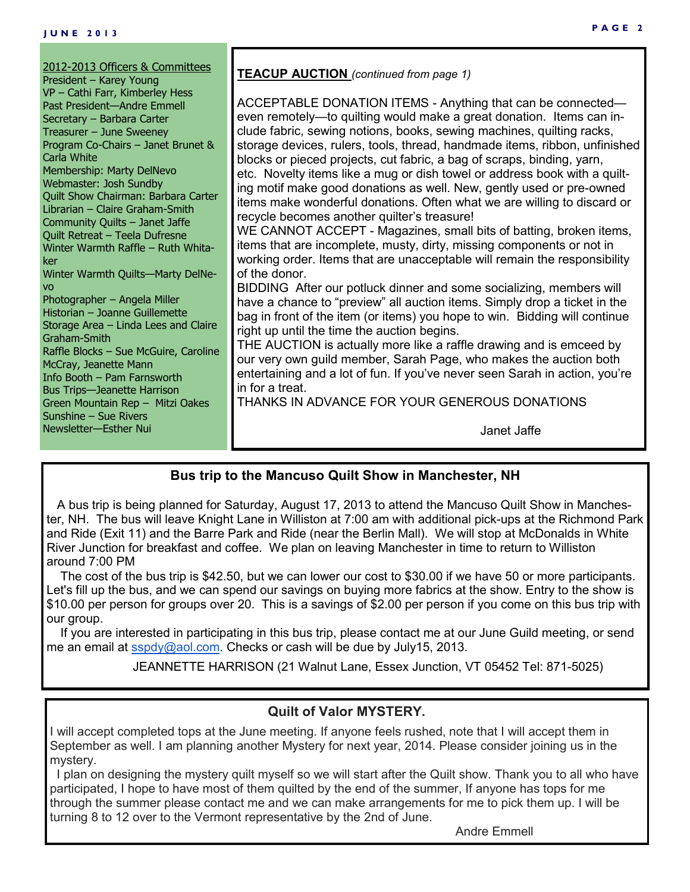## 2012-2013 Officers & Committees

President – Karey Young
VP – Cathi Farr, Kimberley Hess
Past President—Andre Emmell
Secretary – Barbara Carter
Treasurer – June Sweeney
Program Co-Chairs – Janet Brunet & Carla White
Membership: Marty DelNevo
Webmaster: Josh Sundby
Quilt Show Chairman: Barbara Carter
Librarian – Claire Graham-Smith
Community Quilts – Janet Jaffe
Quilt Retreat – Teela Dufresne
Winter Warmth Raffle – Ruth Whitaker
Winter Warmth Quilts—Marty DelNevo
Photographer – Angela Miller
Historian – Joanne Guillemette
Storage Area – Linda Lees and Claire Graham-Smith
Raffle Blocks – Sue McGuire, Caroline McCray, Jeanette Mann
Info Booth – Pam Farnsworth
Bus Trips—Jeanette Harrison
Green Mountain Rep – Mitzi Oakes
Sunshine – Sue Rivers
Newsletter—Esther Nui

## TEACUP AUCTION *(continued from page 1)*

ACCEPTABLE DONATION ITEMS - Anything that can be connected—even remotely—to quilting would make a great donation. Items can include fabric, sewing notions, books, sewing machines, quilting racks, storage devices, rulers, tools, thread, handmade items, ribbon, unfinished blocks or pieced projects, cut fabric, a bag of scraps, binding, yarn, etc. Novelty items like a mug or dish towel or address book with a quilting motif make good donations as well. New, gently used or pre-owned items make wonderful donations. Often what we are willing to discard or recycle becomes another quilter's treasure!

WE CANNOT ACCEPT - Magazines, small bits of batting, broken items, items that are incomplete, musty, dirty, missing components or not in working order. Items that are unacceptable will remain the responsibility of the donor.

BIDDING After our potluck dinner and some socializing, members will have a chance to "preview" all auction items. Simply drop a ticket in the bag in front of the item (or items) you hope to win. Bidding will continue right up until the time the auction begins.

THE AUCTION is actually more like a raffle drawing and is emceed by our very own guild member, Sarah Page, who makes the auction both entertaining and a lot of fun. If you've never seen Sarah in action, you're in for a treat.

THANKS IN ADVANCE FOR YOUR GENEROUS DONATIONS

Janet Jaffe

## Bus trip to the Mancuso Quilt Show in Manchester, NH

A bus trip is being planned for Saturday, August 17, 2013 to attend the Mancuso Quilt Show in Manchester, NH. The bus will leave Knight Lane in Williston at 7:00 am with additional pick-ups at the Richmond Park and Ride (Exit 11) and the Barre Park and Ride (near the Berlin Mall). We will stop at McDonalds in White River Junction for breakfast and coffee. We plan on leaving Manchester in time to return to Williston around 7:00 PM

The cost of the bus trip is $42.50, but we can lower our cost to $30.00 if we have 50 or more participants. Let's fill up the bus, and we can spend our savings on buying more fabrics at the show. Entry to the show is $10.00 per person for groups over 20. This is a savings of $2.00 per person if you come on this bus trip with our group.

If you are interested in participating in this bus trip, please contact me at our June Guild meeting, or send me an email at sspdy@aol.com. Checks or cash will be due by July15, 2013.

JEANNETTE HARRISON (21 Walnut Lane, Essex Junction, VT 05452 Tel: 871-5025)

## Quilt of Valor MYSTERY.

I will accept completed tops at the June meeting. If anyone feels rushed, note that I will accept them in September as well. I am planning another Mystery for next year, 2014. Please consider joining us in the mystery.

I plan on designing the mystery quilt myself so we will start after the Quilt show. Thank you to all who have participated, I hope to have most of them quilted by the end of the summer, If anyone has tops for me through the summer please contact me and we can make arrangements for me to pick them up. I will be turning 8 to 12 over to the Vermont representative by the 2nd of June.

Andre Emmell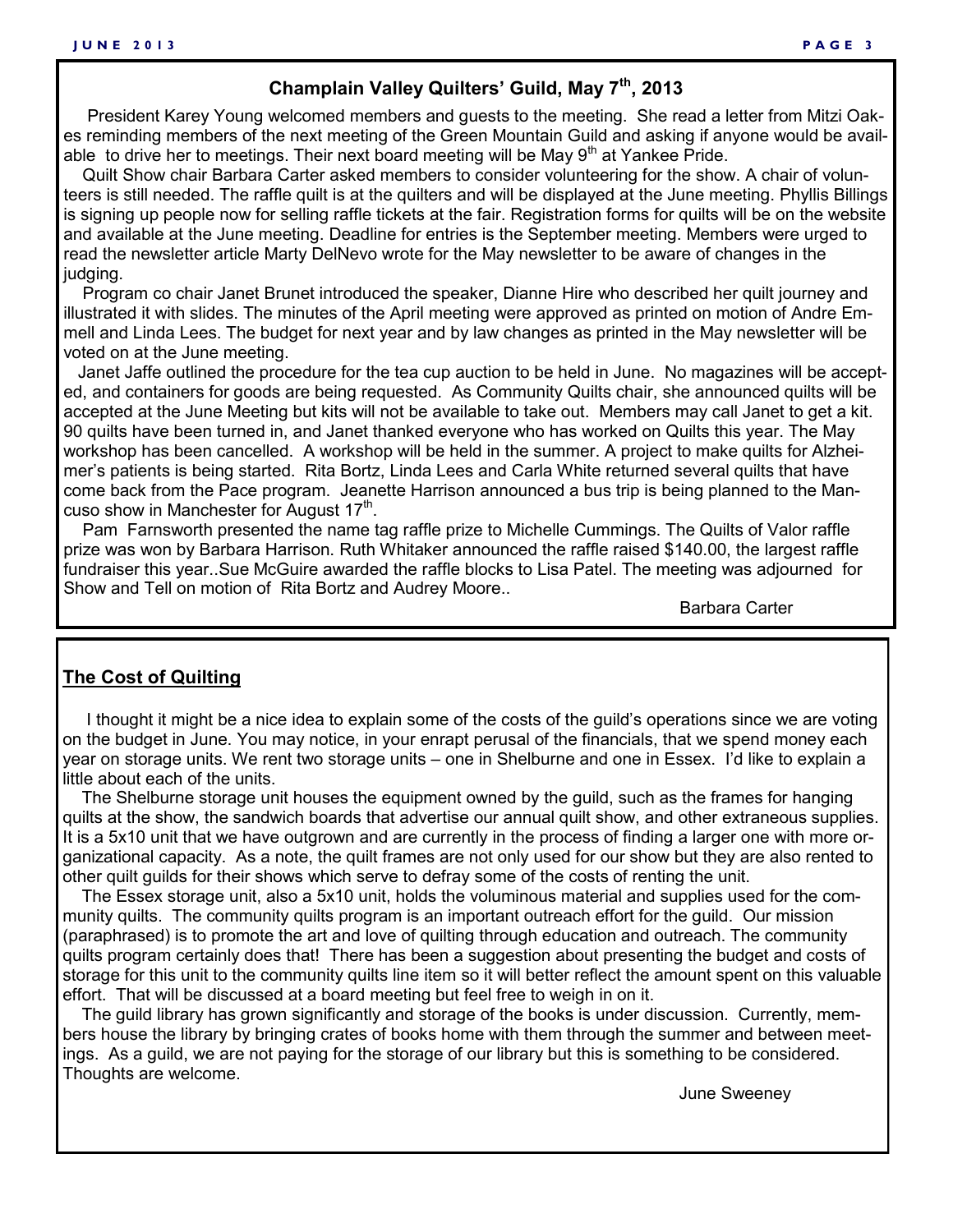## Champlain Valley Quilters' Guild, May 7th, 2013

President Karey Young welcomed members and guests to the meeting. She read a letter from Mitzi Oakes reminding members of the next meeting of the Green Mountain Guild and asking if anyone would be available to drive her to meetings. Their next board meeting will be May 9th at Yankee Pride.

Quilt Show chair Barbara Carter asked members to consider volunteering for the show. A chair of volunteers is still needed. The raffle quilt is at the quilters and will be displayed at the June meeting. Phyllis Billings is signing up people now for selling raffle tickets at the fair. Registration forms for quilts will be on the website and available at the June meeting. Deadline for entries is the September meeting. Members were urged to read the newsletter article Marty DelNevo wrote for the May newsletter to be aware of changes in the judging.

Program co chair Janet Brunet introduced the speaker, Dianne Hire who described her quilt journey and illustrated it with slides. The minutes of the April meeting were approved as printed on motion of Andre Emmell and Linda Lees. The budget for next year and by law changes as printed in the May newsletter will be voted on at the June meeting.

Janet Jaffe outlined the procedure for the tea cup auction to be held in June. No magazines will be accepted, and containers for goods are being requested. As Community Quilts chair, she announced quilts will be accepted at the June Meeting but kits will not be available to take out. Members may call Janet to get a kit. 90 quilts have been turned in, and Janet thanked everyone who has worked on Quilts this year. The May workshop has been cancelled. A workshop will be held in the summer. A project to make quilts for Alzheimer's patients is being started. Rita Bortz, Linda Lees and Carla White returned several quilts that have come back from the Pace program. Jeanette Harrison announced a bus trip is being planned to the Mancuso show in Manchester for August 17th.

Pam Farnsworth presented the name tag raffle prize to Michelle Cummings. The Quilts of Valor raffle prize was won by Barbara Harrison. Ruth Whitaker announced the raffle raised $140.00, the largest raffle fundraiser this year..Sue McGuire awarded the raffle blocks to Lisa Patel. The meeting was adjourned for Show and Tell on motion of Rita Bortz and Audrey Moore..

Barbara Carter

## The Cost of Quilting

I thought it might be a nice idea to explain some of the costs of the guild's operations since we are voting on the budget in June. You may notice, in your enrapt perusal of the financials, that we spend money each year on storage units. We rent two storage units – one in Shelburne and one in Essex. I'd like to explain a little about each of the units.

The Shelburne storage unit houses the equipment owned by the guild, such as the frames for hanging quilts at the show, the sandwich boards that advertise our annual quilt show, and other extraneous supplies. It is a 5x10 unit that we have outgrown and are currently in the process of finding a larger one with more organizational capacity. As a note, the quilt frames are not only used for our show but they are also rented to other quilt guilds for their shows which serve to defray some of the costs of renting the unit.

The Essex storage unit, also a 5x10 unit, holds the voluminous material and supplies used for the community quilts. The community quilts program is an important outreach effort for the guild. Our mission (paraphrased) is to promote the art and love of quilting through education and outreach. The community quilts program certainly does that! There has been a suggestion about presenting the budget and costs of storage for this unit to the community quilts line item so it will better reflect the amount spent on this valuable effort. That will be discussed at a board meeting but feel free to weigh in on it.

The guild library has grown significantly and storage of the books is under discussion. Currently, members house the library by bringing crates of books home with them through the summer and between meetings. As a guild, we are not paying for the storage of our library but this is something to be considered. Thoughts are welcome.

June Sweeney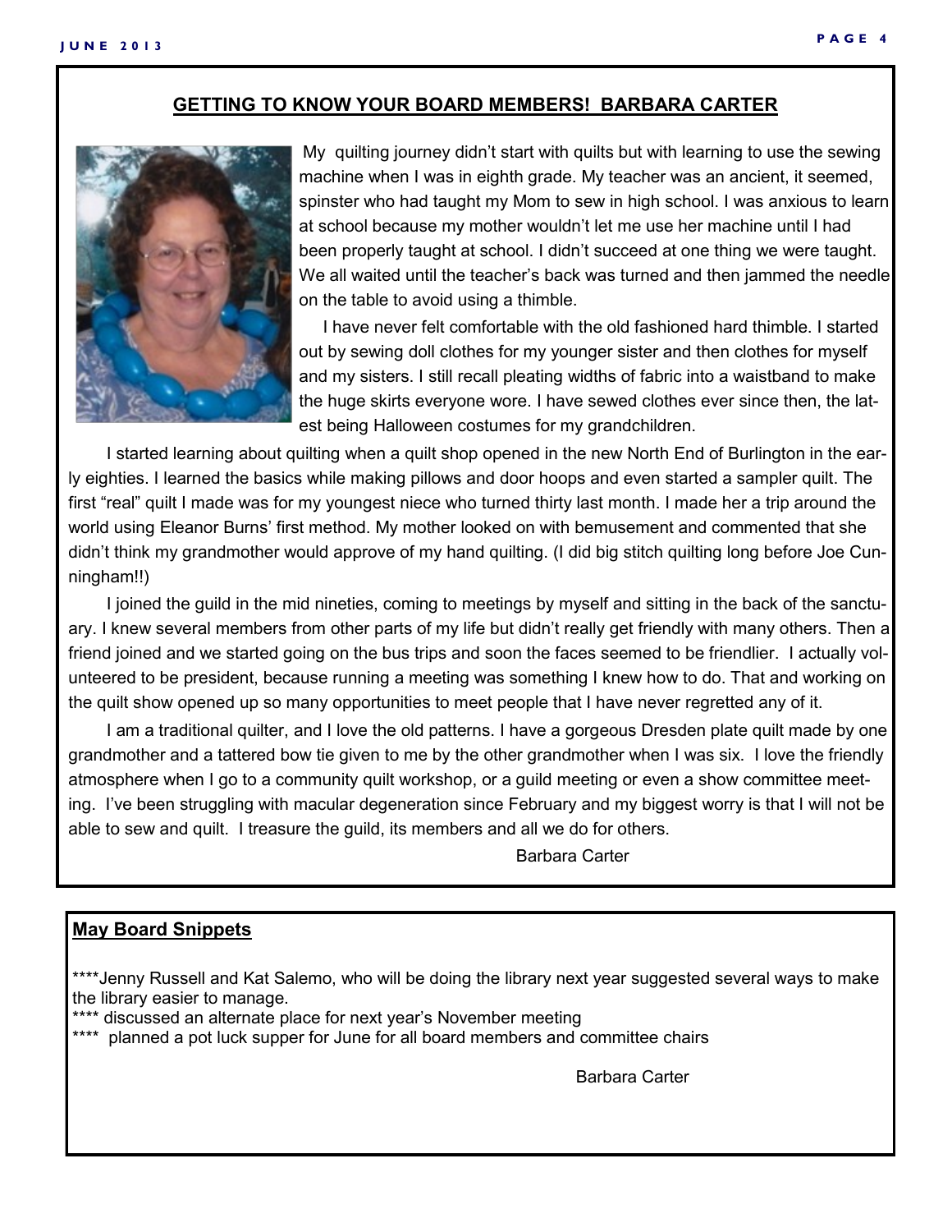## GETTING TO KNOW YOUR BOARD MEMBERS! BARBARA CARTER

My quilting journey didn't start with quilts but with learning to use the sewing machine when I was in eighth grade. My teacher was an ancient, it seemed, spinster who had taught my Mom to sew in high school. I was anxious to learn at school because my mother wouldn't let me use her machine until I had been properly taught at school. I didn't succeed at one thing we were taught. We all waited until the teacher's back was turned and then jammed the needle on the table to avoid using a thimble.

I have never felt comfortable with the old fashioned hard thimble. I started out by sewing doll clothes for my younger sister and then clothes for myself and my sisters. I still recall pleating widths of fabric into a waistband to make the huge skirts everyone wore. I have sewed clothes ever since then, the latest being Halloween costumes for my grandchildren.

I started learning about quilting when a quilt shop opened in the new North End of Burlington in the early eighties. I learned the basics while making pillows and door hoops and even started a sampler quilt. The first "real" quilt I made was for my youngest niece who turned thirty last month. I made her a trip around the world using Eleanor Burns' first method. My mother looked on with bemusement and commented that she didn't think my grandmother would approve of my hand quilting. (I did big stitch quilting long before Joe Cunningham!!)

I joined the guild in the mid nineties, coming to meetings by myself and sitting in the back of the sanctuary. I knew several members from other parts of my life but didn't really get friendly with many others. Then a friend joined and we started going on the bus trips and soon the faces seemed to be friendlier. I actually volunteered to be president, because running a meeting was something I knew how to do. That and working on the quilt show opened up so many opportunities to meet people that I have never regretted any of it.

I am a traditional quilter, and I love the old patterns. I have a gorgeous Dresden plate quilt made by one grandmother and a tattered bow tie given to me by the other grandmother when I was six. I love the friendly atmosphere when I go to a community quilt workshop, or a guild meeting or even a show committee meeting. I've been struggling with macular degeneration since February and my biggest worry is that I will not be able to sew and quilt. I treasure the guild, its members and all we do for others.

Barbara Carter

## May Board Snippets

****Jenny Russell and Kat Salemo, who will be doing the library next year suggested several ways to make the library easier to manage.
**** discussed an alternate place for next year's November meeting
**** planned a pot luck supper for June for all board members and committee chairs

Barbara Carter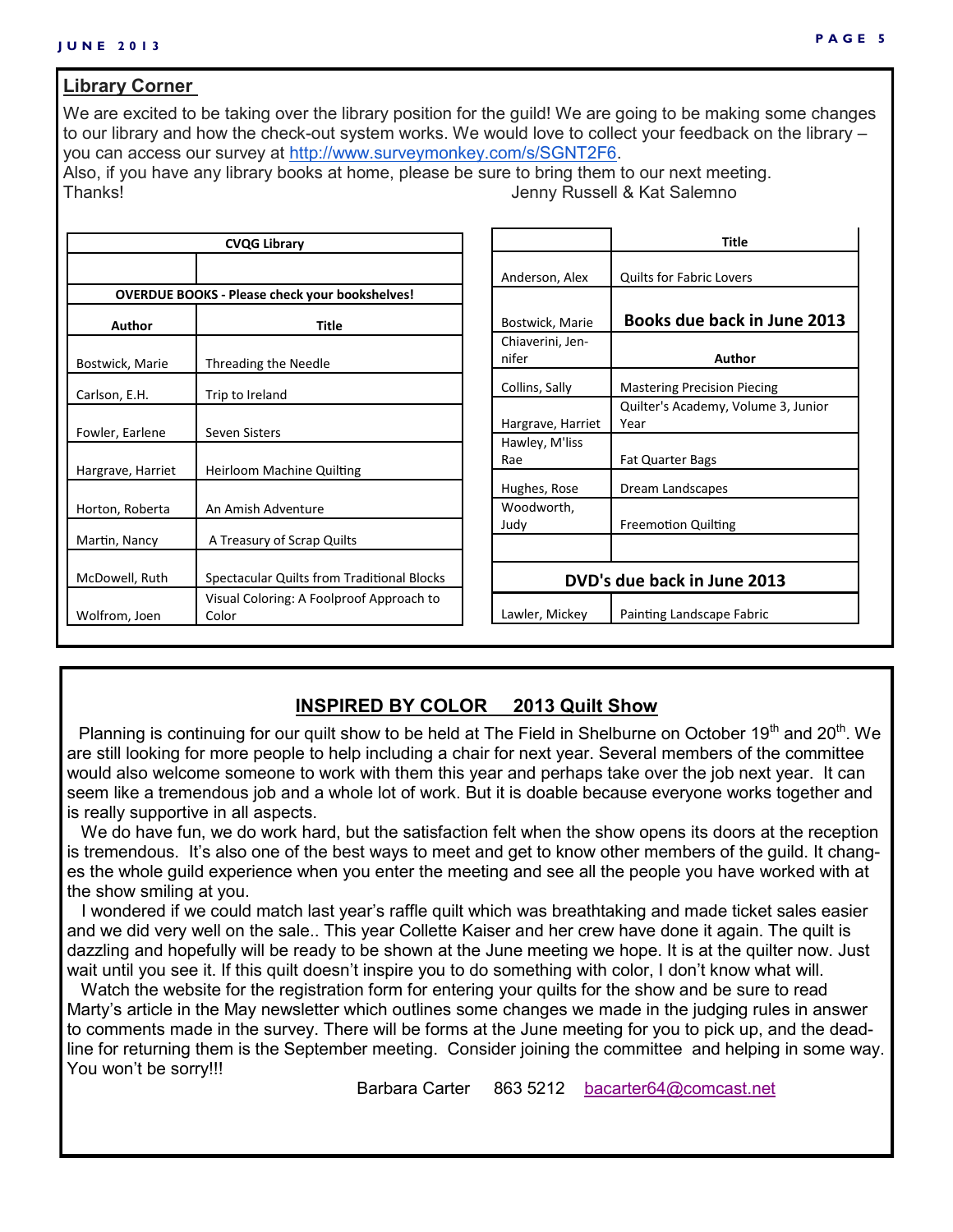## Library Corner

We are excited to be taking over the library position for the guild! We are going to be making some changes to our library and how the check-out system works. We would love to collect your feedback on the library – you can access our survey at [http://www.surveymonkey.com/s/SGNT2F6](http://www.surveymonkey.com/s/SGNT2F6).

Also, if you have any library books at home, please be sure to bring them to our next meeting.

Thanks!

Jenny Russell & Kat Salemno

| CVQG Library | |
|---|---|
| | |
| **OVERDUE BOOKS - Please check your bookshelves!** | |
| **Author** | **Title** |
| Bostwick, Marie | Threading the Needle |
| Carlson, E.H. | Trip to Ireland |
| Fowler, Earlene | Seven Sisters |
| Hargrave, Harriet | Heirloom Machine Quilting |
| Horton, Roberta | An Amish Adventure |
| Martin, Nancy | A Treasury of Scrap Quilts |
| McDowell, Ruth | Spectacular Quilts from Traditional Blocks |
| Wolfrom, Joen | Visual Coloring: A Foolproof Approach to Color |

| | **Title** |
|---|---|
| Anderson, Alex | Quilts for Fabric Lovers |
| Bostwick, Marie | **Books due back in June 2013** |
| Chiaverini, Jennifer | **Author** |
| Collins, Sally | Mastering Precision Piecing |
| Hargrave, Harriet | Quilter's Academy, Volume 3, Junior Year |
| Hawley, M'liss Rae | Fat Quarter Bags |
| Hughes, Rose | Dream Landscapes |
| Woodworth, Judy | Freemotion Quilting |
| | |
| **DVD's due back in June 2013** | |
| Lawler, Mickey | Painting Landscape Fabric |

## INSPIRED BY COLOR 2013 Quilt Show

Planning is continuing for our quilt show to be held at The Field in Shelburne on October 19th and 20th. We are still looking for more people to help including a chair for next year. Several members of the committee would also welcome someone to work with them this year and perhaps take over the job next year. It can seem like a tremendous job and a whole lot of work. But it is doable because everyone works together and is really supportive in all aspects.

We do have fun, we do work hard, but the satisfaction felt when the show opens its doors at the reception is tremendous. It's also one of the best ways to meet and get to know other members of the guild. It changes the whole guild experience when you enter the meeting and see all the people you have worked with at the show smiling at you.

I wondered if we could match last year's raffle quilt which was breathtaking and made ticket sales easier and we did very well on the sale.. This year Collette Kaiser and her crew have done it again. The quilt is dazzling and hopefully will be ready to be shown at the June meeting we hope. It is at the quilter now. Just wait until you see it. If this quilt doesn't inspire you to do something with color, I don't know what will.

Watch the website for the registration form for entering your quilts for the show and be sure to read Marty's article in the May newsletter which outlines some changes we made in the judging rules in answer to comments made in the survey. There will be forms at the June meeting for you to pick up, and the deadline for returning them is the September meeting. Consider joining the committee and helping in some way. You won't be sorry!!!

Barbara Carter 863 5212 [bacarter64@comcast.net](mailto:bacarter64@comcast.net)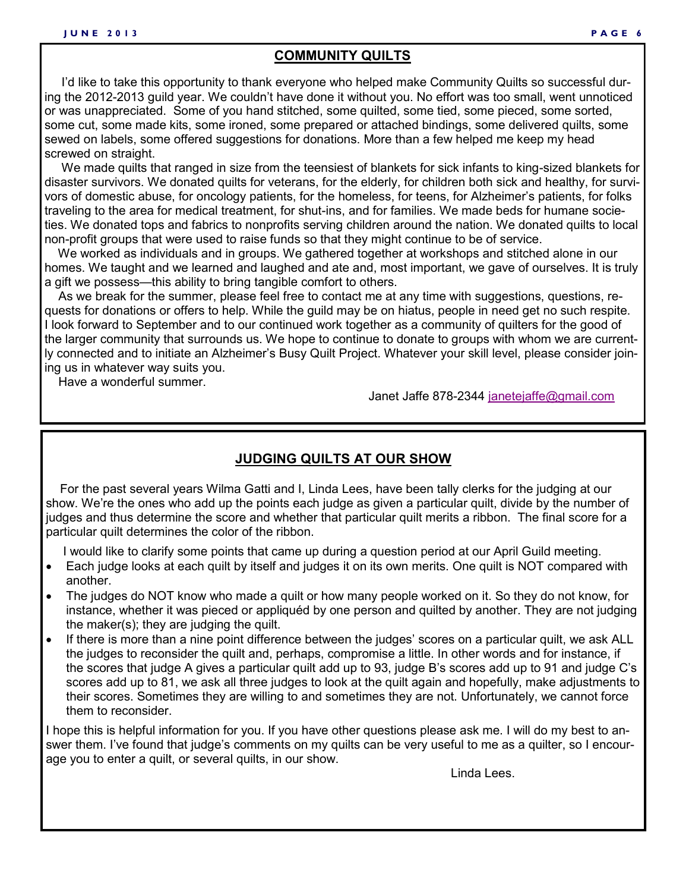## COMMUNITY QUILTS

I'd like to take this opportunity to thank everyone who helped make Community Quilts so successful during the 2012-2013 guild year. We couldn't have done it without you. No effort was too small, went unnoticed or was unappreciated. Some of you hand stitched, some quilted, some tied, some pieced, some sorted, some cut, some made kits, some ironed, some prepared or attached bindings, some delivered quilts, some sewed on labels, some offered suggestions for donations. More than a few helped me keep my head screwed on straight.

We made quilts that ranged in size from the teensiest of blankets for sick infants to king-sized blankets for disaster survivors. We donated quilts for veterans, for the elderly, for children both sick and healthy, for survivors of domestic abuse, for oncology patients, for the homeless, for teens, for Alzheimer's patients, for folks traveling to the area for medical treatment, for shut-ins, and for families. We made beds for humane societies. We donated tops and fabrics to nonprofits serving children around the nation. We donated quilts to local non-profit groups that were used to raise funds so that they might continue to be of service.

We worked as individuals and in groups. We gathered together at workshops and stitched alone in our homes. We taught and we learned and laughed and ate and, most important, we gave of ourselves. It is truly a gift we possess—this ability to bring tangible comfort to others.

As we break for the summer, please feel free to contact me at any time with suggestions, questions, requests for donations or offers to help. While the guild may be on hiatus, people in need get no such respite. I look forward to September and to our continued work together as a community of quilters for the good of the larger community that surrounds us. We hope to continue to donate to groups with whom we are currently connected and to initiate an Alzheimer's Busy Quilt Project. Whatever your skill level, please consider joining us in whatever way suits you.

Have a wonderful summer.

Janet Jaffe 878-2344 janetejaffe@gmail.com

## JUDGING QUILTS AT OUR SHOW

For the past several years Wilma Gatti and I, Linda Lees, have been tally clerks for the judging at our show. We're the ones who add up the points each judge as given a particular quilt, divide by the number of judges and thus determine the score and whether that particular quilt merits a ribbon. The final score for a particular quilt determines the color of the ribbon.

I would like to clarify some points that came up during a question period at our April Guild meeting.

- Each judge looks at each quilt by itself and judges it on its own merits. One quilt is NOT compared with another.
- The judges do NOT know who made a quilt or how many people worked on it. So they do not know, for instance, whether it was pieced or appliquéd by one person and quilted by another. They are not judging the maker(s); they are judging the quilt.
- If there is more than a nine point difference between the judges' scores on a particular quilt, we ask ALL the judges to reconsider the quilt and, perhaps, compromise a little. In other words and for instance, if the scores that judge A gives a particular quilt add up to 93, judge B's scores add up to 91 and judge C's scores add up to 81, we ask all three judges to look at the quilt again and hopefully, make adjustments to their scores. Sometimes they are willing to and sometimes they are not. Unfortunately, we cannot force them to reconsider.

I hope this is helpful information for you. If you have other questions please ask me. I will do my best to answer them. I've found that judge's comments on my quilts can be very useful to me as a quilter, so I encourage you to enter a quilt, or several quilts, in our show.

Linda Lees.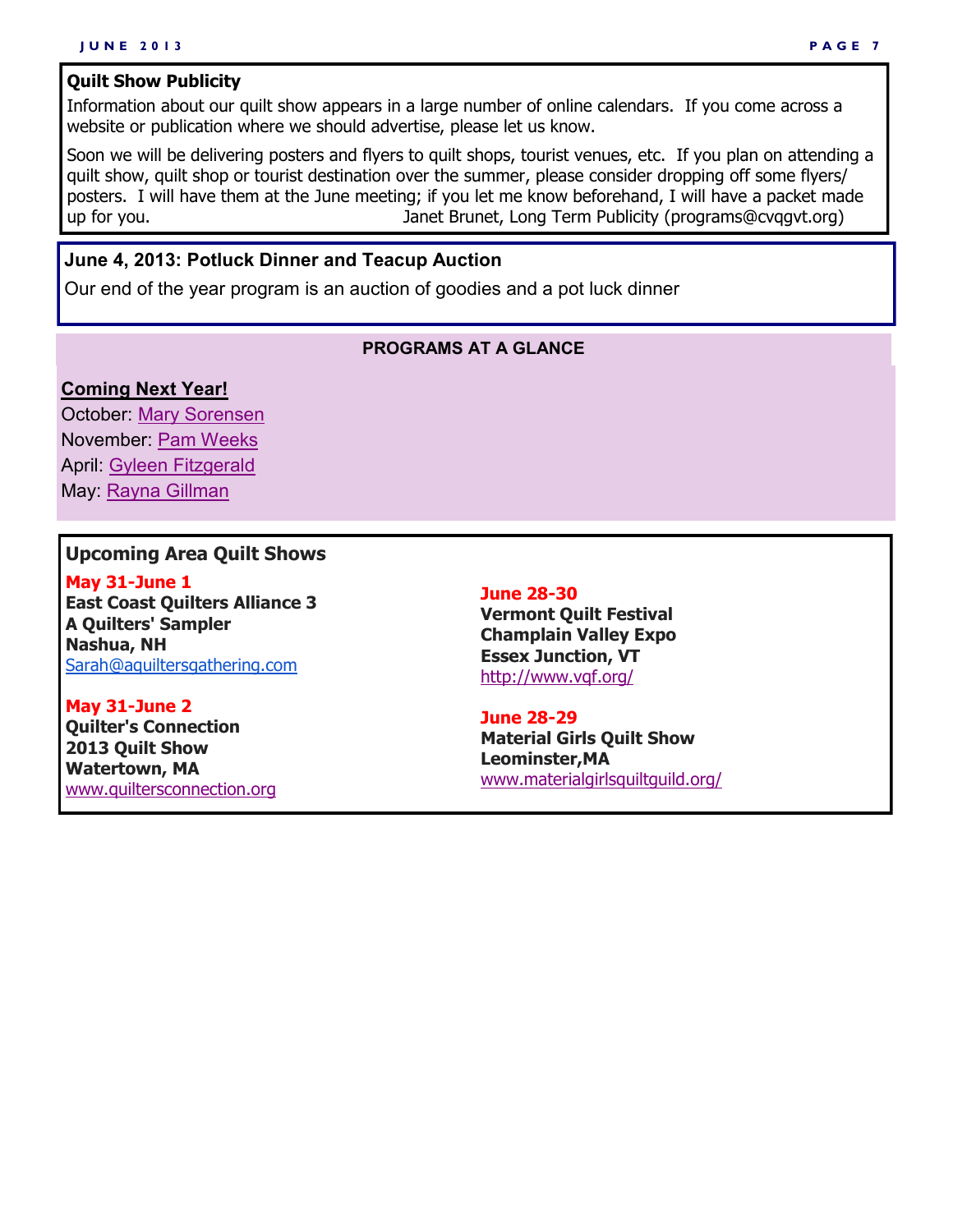## Quilt Show Publicity

Information about our quilt show appears in a large number of online calendars. If you come across a website or publication where we should advertise, please let us know.

Soon we will be delivering posters and flyers to quilt shops, tourist venues, etc. If you plan on attending a quilt show, quilt shop or tourist destination over the summer, please consider dropping off some flyers/posters. I will have them at the June meeting; if you let me know beforehand, I will have a packet made up for you. Janet Brunet, Long Term Publicity (programs@cvqgvt.org)

## June 4, 2013: Potluck Dinner and Teacup Auction

Our end of the year program is an auction of goodies and a pot luck dinner

## PROGRAMS AT A GLANCE

**Coming Next Year!**

October: Mary Sorensen
November: Pam Weeks
April: Gyleen Fitzgerald
May: Rayna Gillman

## Upcoming Area Quilt Shows

**May 31-June 1**
**East Coast Quilters Alliance 3**
**A Quilters' Sampler**
**Nashua, NH**
Sarah@aquiltersgathering.com

**May 31-June 2**
**Quilter's Connection**
**2013 Quilt Show**
**Watertown, MA**
www.quiltersconnection.org

**June 28-30**
**Vermont Quilt Festival**
**Champlain Valley Expo**
**Essex Junction, VT**
http://www.vqf.org/

**June 28-29**
**Material Girls Quilt Show**
**Leominster,MA**
www.materialgirlsquiltguild.org/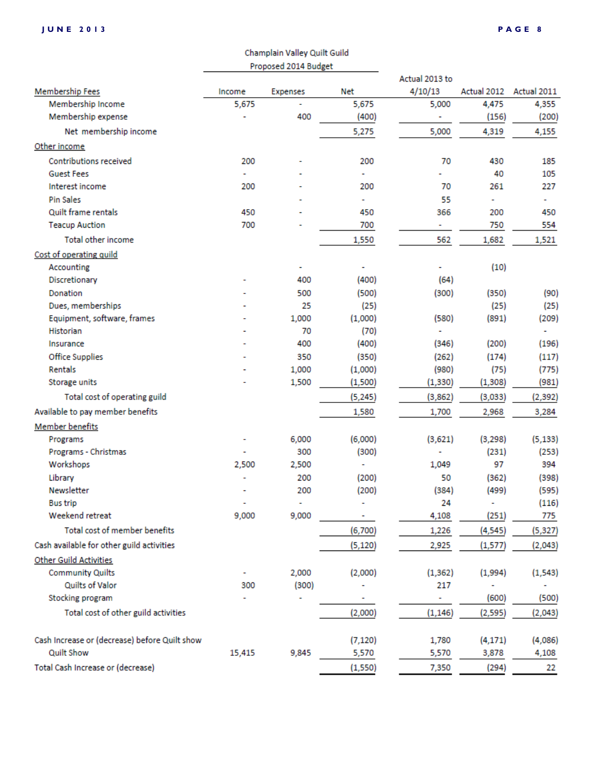Champlain Valley Quilt Guild

Proposed 2014 Budget

| | Income | Expenses | Net | Actual 2013 to 4/10/13 | Actual 2012 | Actual 2011 |
|---|---|---|---|---|---|---|
| **Membership Fees** | | | | | | |
| Membership Income | 5,675 | - | 5,675 | 5,000 | 4,475 | 4,355 |
| Membership expense | - | 400 | (400) | - | (156) | (200) |
| Net membership income | | | 5,275 | 5,000 | 4,319 | 4,155 |
| **Other income** | | | | | | |
| Contributions received | 200 | - | 200 | 70 | 430 | 185 |
| Guest Fees | - | - | - | - | 40 | 105 |
| Interest income | 200 | - | 200 | 70 | 261 | 227 |
| Pin Sales | | - | - | 55 | - | - |
| Quilt frame rentals | 450 | - | 450 | 366 | 200 | 450 |
| Teacup Auction | 700 | - | 700 | - | 750 | 554 |
| Total other income | | | 1,550 | 562 | 1,682 | 1,521 |
| **Cost of operating guild** | | | | | | |
| Accounting | | - | - | - | (10) | |
| Discretionary | - | 400 | (400) | (64) | | |
| Donation | - | 500 | (500) | (300) | (350) | (90) |
| Dues, memberships | - | 25 | (25) | | (25) | (25) |
| Equipment, software, frames | - | 1,000 | (1,000) | (580) | (891) | (209) |
| Historian | - | 70 | (70) | - | | - |
| Insurance | - | 400 | (400) | (346) | (200) | (196) |
| Office Supplies | - | 350 | (350) | (262) | (174) | (117) |
| Rentals | - | 1,000 | (1,000) | (980) | (75) | (775) |
| Storage units | - | 1,500 | (1,500) | (1,330) | (1,308) | (981) |
| Total cost of operating guild | | | (5,245) | (3,862) | (3,033) | (2,392) |
| Available to pay member benefits | | | 1,580 | 1,700 | 2,968 | 3,284 |
| **Member benefits** | | | | | | |
| Programs | - | 6,000 | (6,000) | (3,621) | (3,298) | (5,133) |
| Programs - Christmas | - | 300 | (300) | - | (231) | (253) |
| Workshops | 2,500 | 2,500 | - | 1,049 | 97 | 394 |
| Library | - | 200 | (200) | 50 | (362) | (398) |
| Newsletter | - | 200 | (200) | (384) | (499) | (595) |
| Bus trip | - | - | - | 24 | - | (116) |
| Weekend retreat | 9,000 | 9,000 | - | 4,108 | (251) | 775 |
| Total cost of member benefits | | | (6,700) | 1,226 | (4,545) | (5,327) |
| Cash available for other guild activities | | | (5,120) | 2,925 | (1,577) | (2,043) |
| **Other Guild Activities** | | | | | | |
| Community Quilts | - | 2,000 | (2,000) | (1,362) | (1,994) | (1,543) |
| Quilts of Valor | 300 | (300) | - | 217 | - | - |
| Stocking program | - | - | - | - | (600) | (500) |
| Total cost of other guild activities | | | (2,000) | (1,146) | (2,595) | (2,043) |
| | | | | | | |
| Cash Increase or (decrease) before Quilt show | | | (7,120) | 1,780 | (4,171) | (4,086) |
| Quilt Show | 15,415 | 9,845 | 5,570 | 5,570 | 3,878 | 4,108 |
| Total Cash Increase or (decrease) | | | (1,550) | 7,350 | (294) | 22 |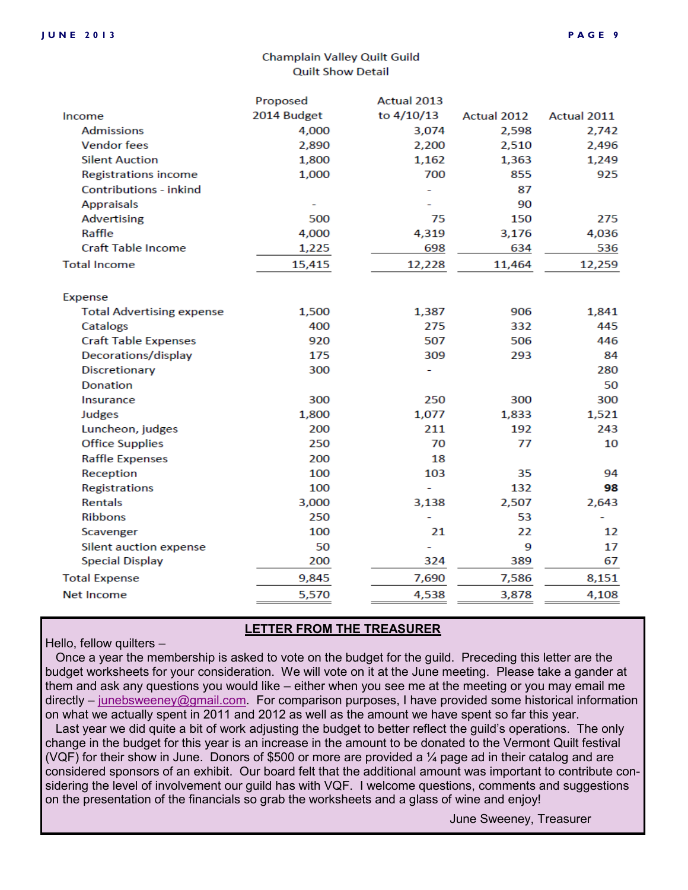Champlain Valley Quilt Guild
Quilt Show Detail

| | Proposed 2014 Budget | Actual 2013 to 4/10/13 | Actual 2012 | Actual 2011 |
|---|---|---|---|---|
| Income | | | | |
| Admissions | 4,000 | 3,074 | 2,598 | 2,742 |
| Vendor fees | 2,890 | 2,200 | 2,510 | 2,496 |
| Silent Auction | 1,800 | 1,162 | 1,363 | 1,249 |
| Registrations income | 1,000 | 700 | 855 | 925 |
| Contributions - inkind | | - | 87 | |
| Appraisals | - | - | 90 | |
| Advertising | 500 | 75 | 150 | 275 |
| Raffle | 4,000 | 4,319 | 3,176 | 4,036 |
| Craft Table Income | 1,225 | 698 | 634 | 536 |
| Total Income | 15,415 | 12,228 | 11,464 | 12,259 |
| | | | | |
| Expense | | | | |
| Total Advertising expense | 1,500 | 1,387 | 906 | 1,841 |
| Catalogs | 400 | 275 | 332 | 445 |
| Craft Table Expenses | 920 | 507 | 506 | 446 |
| Decorations/display | 175 | 309 | 293 | 84 |
| Discretionary | 300 | - | | 280 |
| Donation | | | | 50 |
| Insurance | 300 | 250 | 300 | 300 |
| Judges | 1,800 | 1,077 | 1,833 | 1,521 |
| Luncheon, judges | 200 | 211 | 192 | 243 |
| Office Supplies | 250 | 70 | 77 | 10 |
| Raffle Expenses | 200 | 18 | | |
| Reception | 100 | 103 | 35 | 94 |
| Registrations | 100 | - | 132 | **98** |
| Rentals | 3,000 | 3,138 | 2,507 | 2,643 |
| Ribbons | 250 | - | 53 | - |
| Scavenger | 100 | 21 | 22 | 12 |
| Silent auction expense | 50 | - | 9 | 17 |
| Special Display | 200 | 324 | 389 | 67 |
| Total Expense | 9,845 | 7,690 | 7,586 | 8,151 |
| Net Income | 5,570 | 4,538 | 3,878 | 4,108 |

## LETTER FROM THE TREASURER

Hello, fellow quilters –

Once a year the membership is asked to vote on the budget for the guild. Preceding this letter are the budget worksheets for your consideration. We will vote on it at the June meeting. Please take a gander at them and ask any questions you would like – either when you see me at the meeting or you may email me directly – junebsweeney@gmail.com. For comparison purposes, I have provided some historical information on what we actually spent in 2011 and 2012 as well as the amount we have spent so far this year.

Last year we did quite a bit of work adjusting the budget to better reflect the guild's operations. The only change in the budget for this year is an increase in the amount to be donated to the Vermont Quilt festival (VQF) for their show in June. Donors of $500 or more are provided a ¼ page ad in their catalog and are considered sponsors of an exhibit. Our board felt that the additional amount was important to contribute considering the level of involvement our guild has with VQF. I welcome questions, comments and suggestions on the presentation of the financials so grab the worksheets and a glass of wine and enjoy!

June Sweeney, Treasurer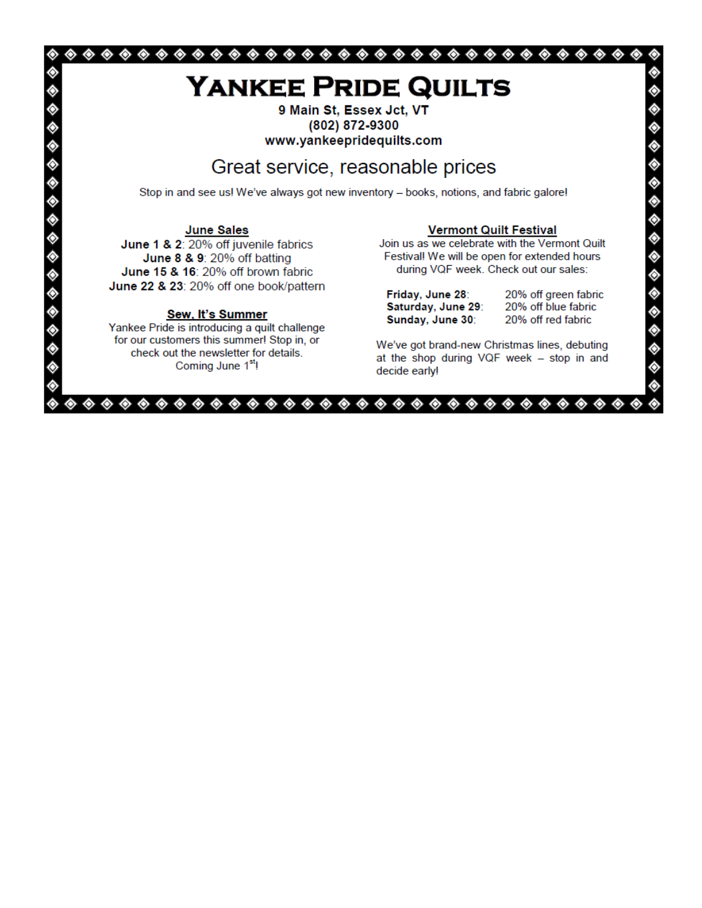# Yankee Pride Quilts

**9 Main St, Essex Jct, VT**
**(802) 872-9300**
**www.yankeepridequilts.com**

## Great service, reasonable prices

Stop in and see us! We've always got new inventory – books, notions, and fabric galore!

### June Sales

**June 1 & 2**: 20% off juvenile fabrics
**June 8 & 9**: 20% off batting
**June 15 & 16**: 20% off brown fabric
**June 22 & 23**: 20% off one book/pattern

### Sew, It's Summer

Yankee Pride is introducing a quilt challenge for our customers this summer! Stop in, or check out the newsletter for details. Coming June 1st!

### Vermont Quilt Festival

Join us as we celebrate with the Vermont Quilt Festival! We will be open for extended hours during VQF week. Check out our sales:

| | |
|---|---|
| **Friday, June 28**: | 20% off green fabric |
| **Saturday, June 29**: | 20% off blue fabric |
| **Sunday, June 30**: | 20% off red fabric |

We've got brand-new Christmas lines, debuting at the shop during VQF week – stop in and decide early!